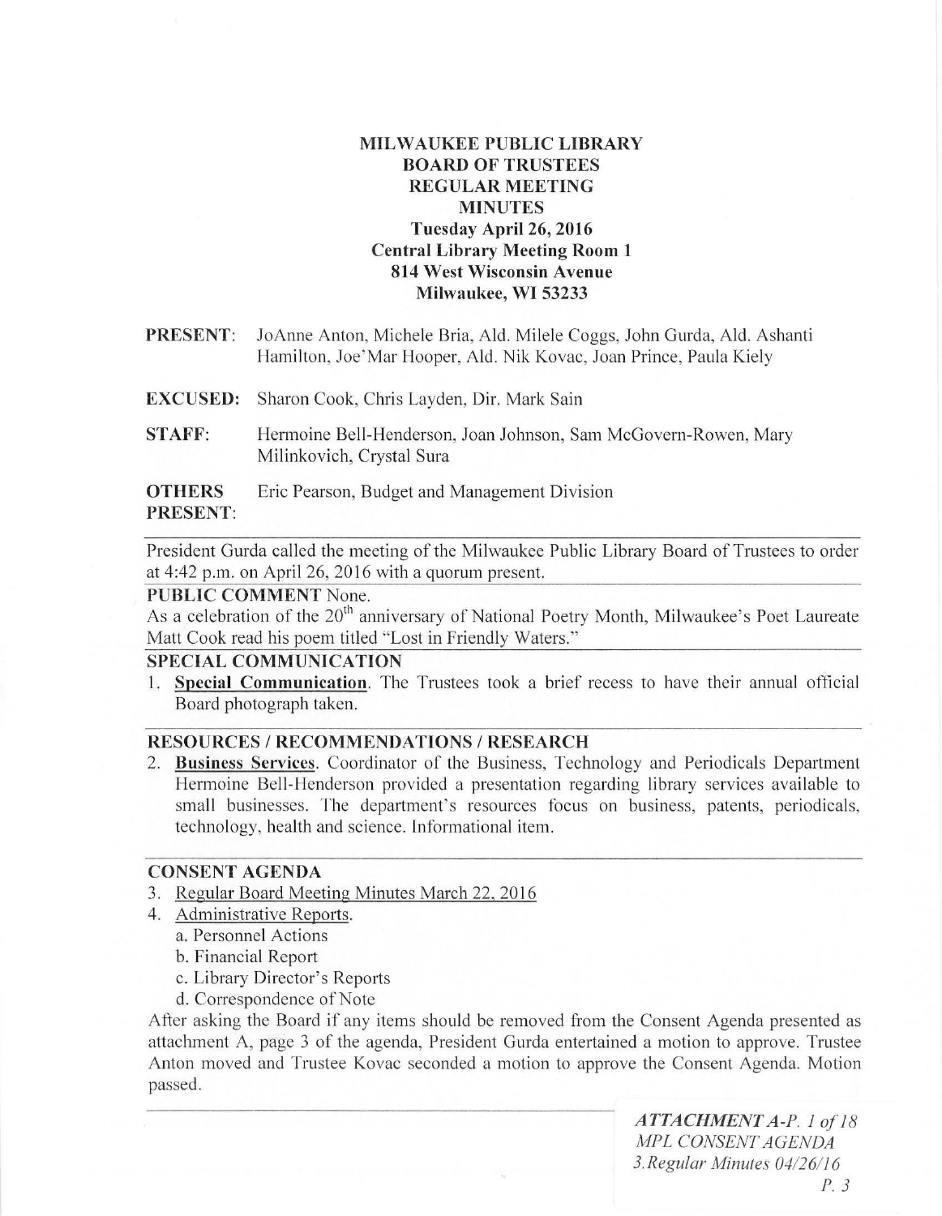# MILWAUKEE PUBLIC LIBRARY
# BOARD OF TRUSTEES
# REGULAR MEETING
# MINUTES

**Tuesday April 26, 2016**
**Central Library Meeting Room 1**
**814 West Wisconsin Avenue**
**Milwaukee, WI 53233**

**PRESENT**: JoAnne Anton, Michele Bria, Ald. Milele Coggs, John Gurda, Ald. Ashanti Hamilton, Joe'Mar Hooper, Ald. Nik Kovac, Joan Prince, Paula Kiely

**EXCUSED:** Sharon Cook, Chris Layden, Dir. Mark Sain

**STAFF:** Hermoine Bell-Henderson, Joan Johnson, Sam McGovern-Rowen, Mary Milinkovich, Crystal Sura

**OTHERS PRESENT**: Eric Pearson, Budget and Management Division

President Gurda called the meeting of the Milwaukee Public Library Board of Trustees to order at 4:42 p.m. on April 26, 2016 with a quorum present.

**PUBLIC COMMENT** None.

As a celebration of the 20th anniversary of National Poetry Month, Milwaukee's Poet Laureate Matt Cook read his poem titled "Lost in Friendly Waters."

**SPECIAL COMMUNICATION**

1. **Special Communication**. The Trustees took a brief recess to have their annual official Board photograph taken.

**RESOURCES / RECOMMENDATIONS / RESEARCH**

2. **Business Services**. Coordinator of the Business, Technology and Periodicals Department Hermoine Bell-Henderson provided a presentation regarding library services available to small businesses. The department's resources focus on business, patents, periodicals, technology, health and science. Informational item.

**CONSENT AGENDA**

3. Regular Board Meeting Minutes March 22, 2016
4. Administrative Reports.
   a. Personnel Actions
   b. Financial Report
   c. Library Director's Reports
   d. Correspondence of Note

After asking the Board if any items should be removed from the Consent Agenda presented as attachment A, page 3 of the agenda, President Gurda entertained a motion to approve. Trustee Anton moved and Trustee Kovac seconded a motion to approve the Consent Agenda. Motion passed.

*ATTACHMENT A-P. 1 of 18*
*MPL CONSENT AGENDA*
*3. Regular Minutes 04/26/16*
*P. 3*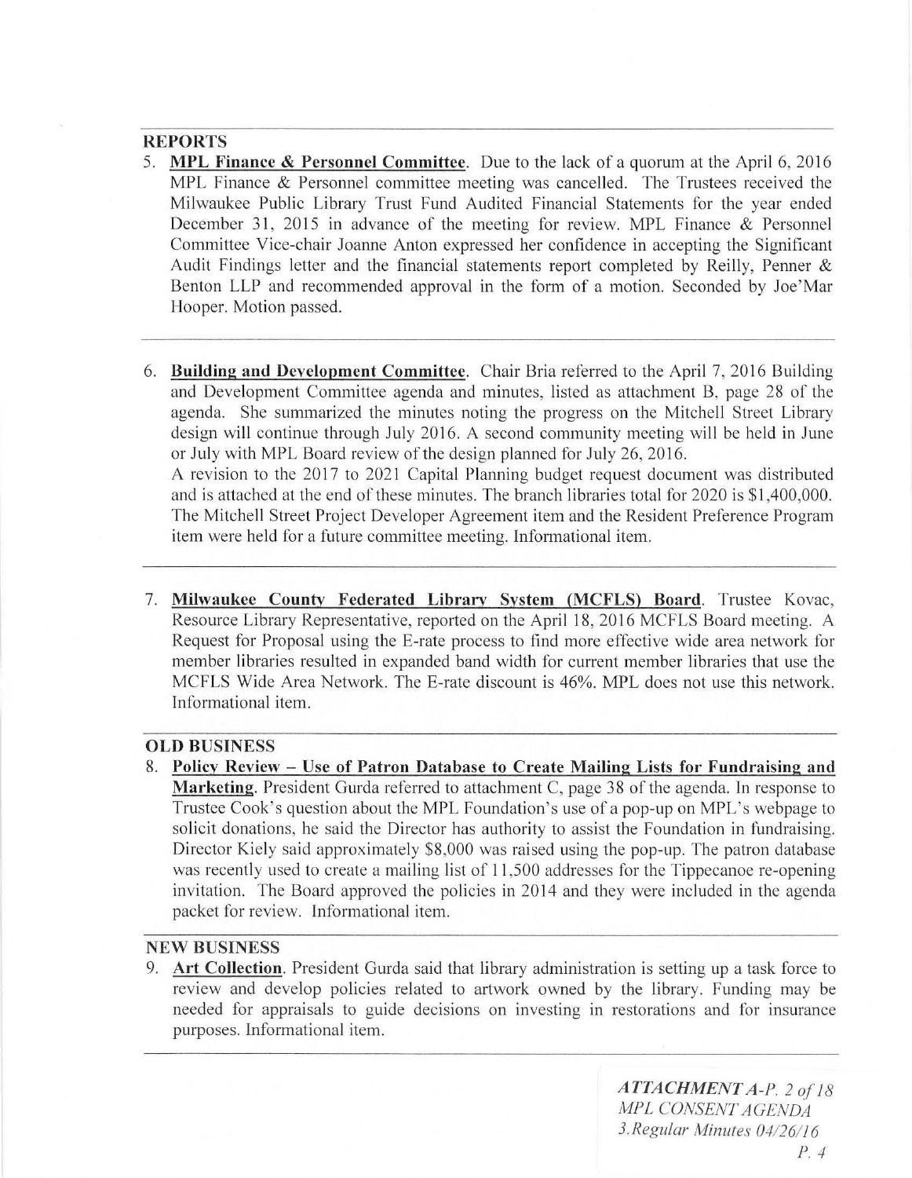## REPORTS

5. **MPL Finance & Personnel Committee**. Due to the lack of a quorum at the April 6, 2016 MPL Finance & Personnel committee meeting was cancelled. The Trustees received the Milwaukee Public Library Trust Fund Audited Financial Statements for the year ended December 31, 2015 in advance of the meeting for review. MPL Finance & Personnel Committee Vice-chair Joanne Anton expressed her confidence in accepting the Significant Audit Findings letter and the financial statements report completed by Reilly, Penner & Benton LLP and recommended approval in the form of a motion. Seconded by Joe'Mar Hooper. Motion passed.

6. **Building and Development Committee**. Chair Bria referred to the April 7, 2016 Building and Development Committee agenda and minutes, listed as attachment B, page 28 of the agenda. She summarized the minutes noting the progress on the Mitchell Street Library design will continue through July 2016. A second community meeting will be held in June or July with MPL Board review of the design planned for July 26, 2016.
   A revision to the 2017 to 2021 Capital Planning budget request document was distributed and is attached at the end of these minutes. The branch libraries total for 2020 is $1,400,000. The Mitchell Street Project Developer Agreement item and the Resident Preference Program item were held for a future committee meeting. Informational item.

7. **Milwaukee County Federated Library System (MCFLS) Board**. Trustee Kovac, Resource Library Representative, reported on the April 18, 2016 MCFLS Board meeting. A Request for Proposal using the E-rate process to find more effective wide area network for member libraries resulted in expanded band width for current member libraries that use the MCFLS Wide Area Network. The E-rate discount is 46%. MPL does not use this network. Informational item.

## OLD BUSINESS

8. **Policy Review – Use of Patron Database to Create Mailing Lists for Fundraising and Marketing**. President Gurda referred to attachment C, page 38 of the agenda. In response to Trustee Cook's question about the MPL Foundation's use of a pop-up on MPL's webpage to solicit donations, he said the Director has authority to assist the Foundation in fundraising. Director Kiely said approximately $8,000 was raised using the pop-up. The patron database was recently used to create a mailing list of 11,500 addresses for the Tippecanoe re-opening invitation. The Board approved the policies in 2014 and they were included in the agenda packet for review. Informational item.

## NEW BUSINESS

9. **Art Collection**. President Gurda said that library administration is setting up a task force to review and develop policies related to artwork owned by the library. Funding may be needed for appraisals to guide decisions on investing in restorations and for insurance purposes. Informational item.

*ATTACHMENT A-P. 2 of 18*
*MPL CONSENT AGENDA*
*3.Regular Minutes 04/26/16*
*P. 4*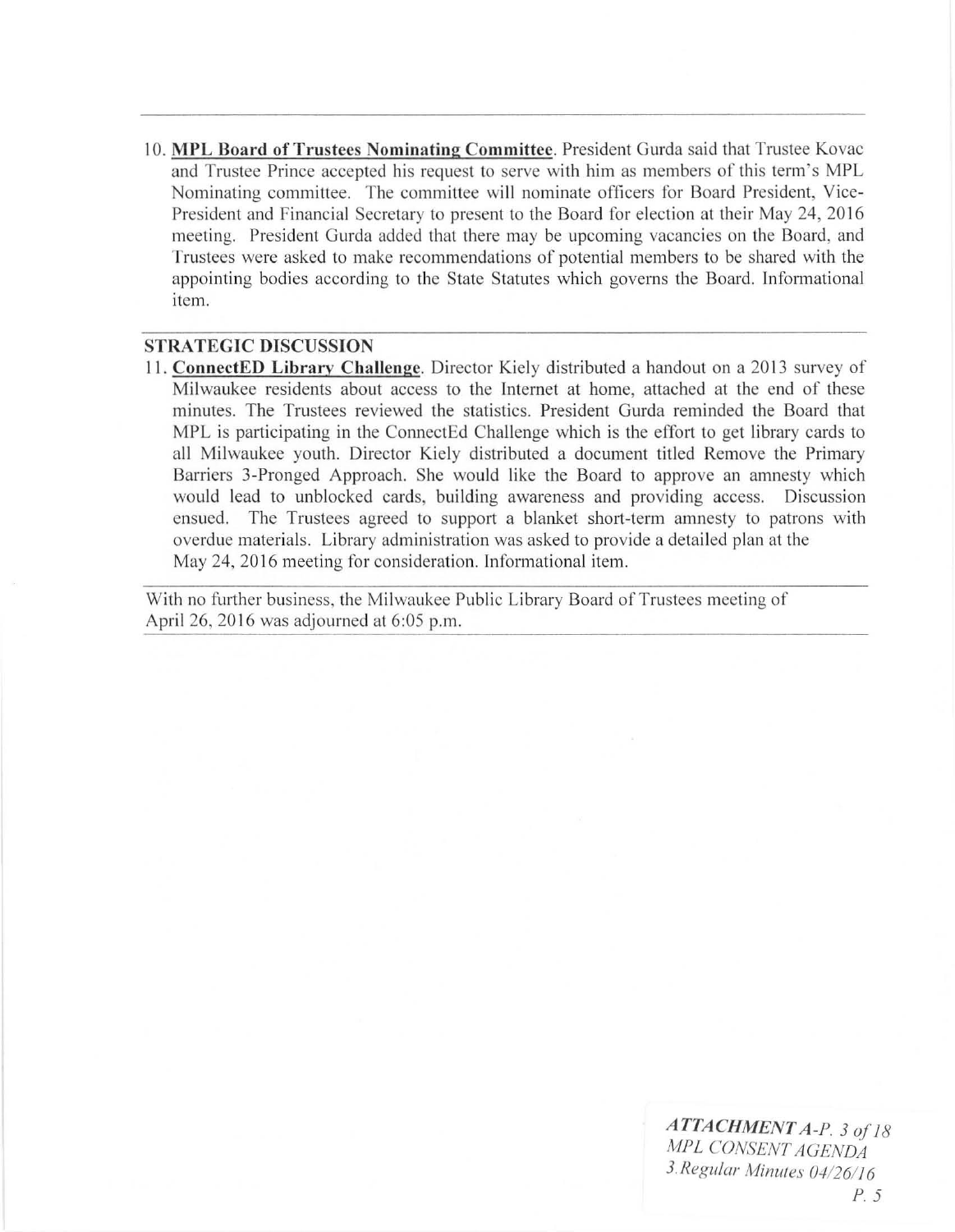10. **MPL Board of Trustees Nominating Committee**. President Gurda said that Trustee Kovac and Trustee Prince accepted his request to serve with him as members of this term's MPL Nominating committee. The committee will nominate officers for Board President, Vice-President and Financial Secretary to present to the Board for election at their May 24, 2016 meeting. President Gurda added that there may be upcoming vacancies on the Board, and Trustees were asked to make recommendations of potential members to be shared with the appointing bodies according to the State Statutes which governs the Board. Informational item.

### STRATEGIC DISCUSSION

11. **ConnectED Library Challenge**. Director Kiely distributed a handout on a 2013 survey of Milwaukee residents about access to the Internet at home, attached at the end of these minutes. The Trustees reviewed the statistics. President Gurda reminded the Board that MPL is participating in the ConnectEd Challenge which is the effort to get library cards to all Milwaukee youth. Director Kiely distributed a document titled Remove the Primary Barriers 3-Pronged Approach. She would like the Board to approve an amnesty which would lead to unblocked cards, building awareness and providing access. Discussion ensued. The Trustees agreed to support a blanket short-term amnesty to patrons with overdue materials. Library administration was asked to provide a detailed plan at the May 24, 2016 meeting for consideration. Informational item.

With no further business, the Milwaukee Public Library Board of Trustees meeting of April 26, 2016 was adjourned at 6:05 p.m.

***ATTACHMENT A-P. 3 of 18***
*MPL CONSENT AGENDA*
*3.Regular Minutes 04/26/16*
*P. 5*